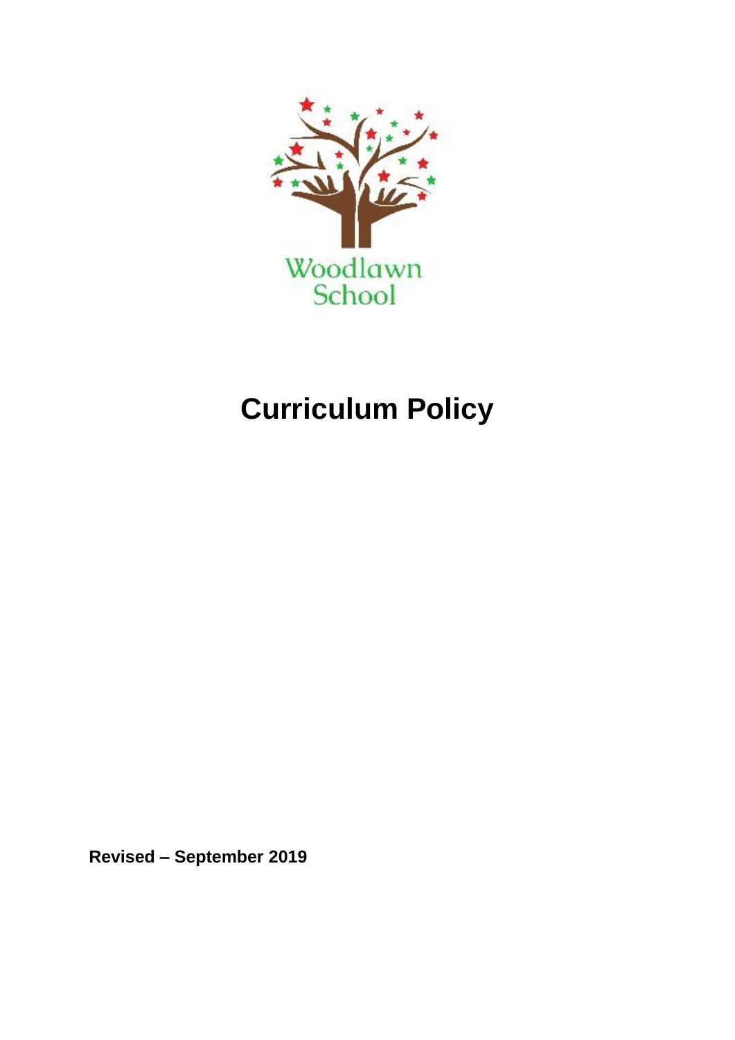Woodlawn School

# Curriculum Policy

**Revised – September 2019**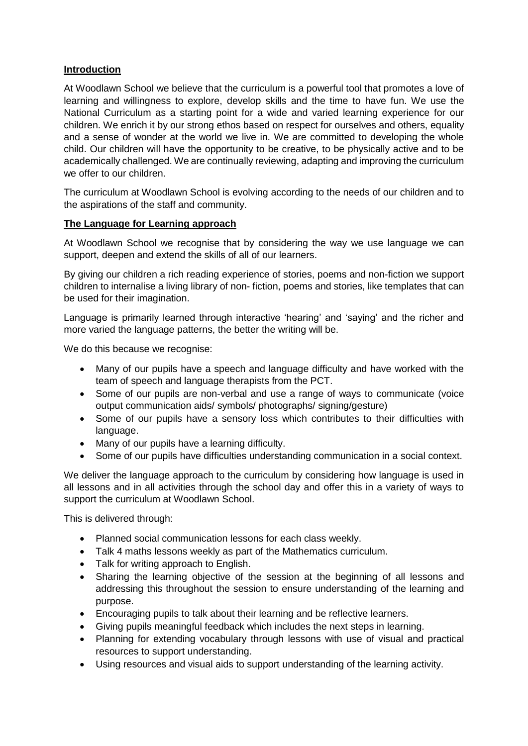## Introduction

At Woodlawn School we believe that the curriculum is a powerful tool that promotes a love of learning and willingness to explore, develop skills and the time to have fun. We use the National Curriculum as a starting point for a wide and varied learning experience for our children. We enrich it by our strong ethos based on respect for ourselves and others, equality and a sense of wonder at the world we live in. We are committed to developing the whole child. Our children will have the opportunity to be creative, to be physically active and to be academically challenged. We are continually reviewing, adapting and improving the curriculum we offer to our children.

The curriculum at Woodlawn School is evolving according to the needs of our children and to the aspirations of the staff and community.

## The Language for Learning approach

At Woodlawn School we recognise that by considering the way we use language we can support, deepen and extend the skills of all of our learners.

By giving our children a rich reading experience of stories, poems and non-fiction we support children to internalise a living library of non- fiction, poems and stories, like templates that can be used for their imagination.

Language is primarily learned through interactive 'hearing' and 'saying' and the richer and more varied the language patterns, the better the writing will be.

We do this because we recognise:

- Many of our pupils have a speech and language difficulty and have worked with the team of speech and language therapists from the PCT.
- Some of our pupils are non-verbal and use a range of ways to communicate (voice output communication aids/ symbols/ photographs/ signing/gesture)
- Some of our pupils have a sensory loss which contributes to their difficulties with language.
- Many of our pupils have a learning difficulty.
- Some of our pupils have difficulties understanding communication in a social context.

We deliver the language approach to the curriculum by considering how language is used in all lessons and in all activities through the school day and offer this in a variety of ways to support the curriculum at Woodlawn School.

This is delivered through:

- Planned social communication lessons for each class weekly.
- Talk 4 maths lessons weekly as part of the Mathematics curriculum.
- Talk for writing approach to English.
- Sharing the learning objective of the session at the beginning of all lessons and addressing this throughout the session to ensure understanding of the learning and purpose.
- Encouraging pupils to talk about their learning and be reflective learners.
- Giving pupils meaningful feedback which includes the next steps in learning.
- Planning for extending vocabulary through lessons with use of visual and practical resources to support understanding.
- Using resources and visual aids to support understanding of the learning activity.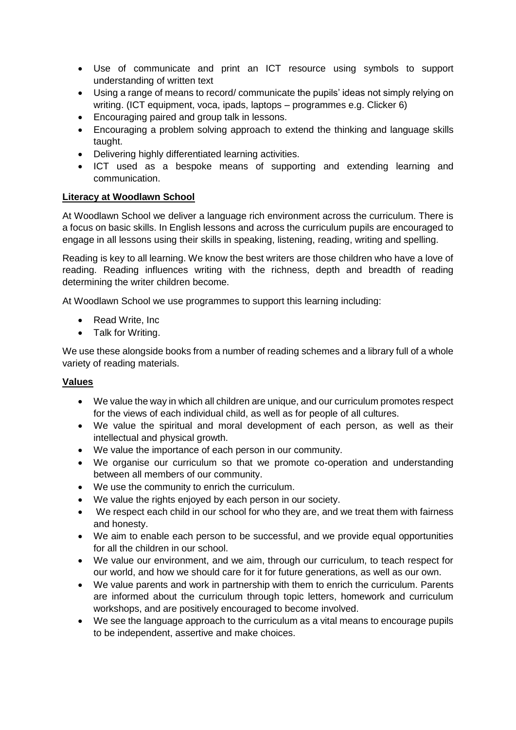- Use of communicate and print an ICT resource using symbols to support understanding of written text
- Using a range of means to record/ communicate the pupils' ideas not simply relying on writing. (ICT equipment, voca, ipads, laptops – programmes e.g. Clicker 6)
- Encouraging paired and group talk in lessons.
- Encouraging a problem solving approach to extend the thinking and language skills taught.
- Delivering highly differentiated learning activities.
- ICT used as a bespoke means of supporting and extending learning and communication.

**Literacy at Woodlawn School**

At Woodlawn School we deliver a language rich environment across the curriculum. There is a focus on basic skills. In English lessons and across the curriculum pupils are encouraged to engage in all lessons using their skills in speaking, listening, reading, writing and spelling.

Reading is key to all learning. We know the best writers are those children who have a love of reading. Reading influences writing with the richness, depth and breadth of reading determining the writer children become.

At Woodlawn School we use programmes to support this learning including:

- Read Write, Inc
- Talk for Writing.

We use these alongside books from a number of reading schemes and a library full of a whole variety of reading materials.

**Values**

- We value the way in which all children are unique, and our curriculum promotes respect for the views of each individual child, as well as for people of all cultures.
- We value the spiritual and moral development of each person, as well as their intellectual and physical growth.
- We value the importance of each person in our community.
- We organise our curriculum so that we promote co-operation and understanding between all members of our community.
- We use the community to enrich the curriculum.
- We value the rights enjoyed by each person in our society.
- We respect each child in our school for who they are, and we treat them with fairness and honesty.
- We aim to enable each person to be successful, and we provide equal opportunities for all the children in our school.
- We value our environment, and we aim, through our curriculum, to teach respect for our world, and how we should care for it for future generations, as well as our own.
- We value parents and work in partnership with them to enrich the curriculum. Parents are informed about the curriculum through topic letters, homework and curriculum workshops, and are positively encouraged to become involved.
- We see the language approach to the curriculum as a vital means to encourage pupils to be independent, assertive and make choices.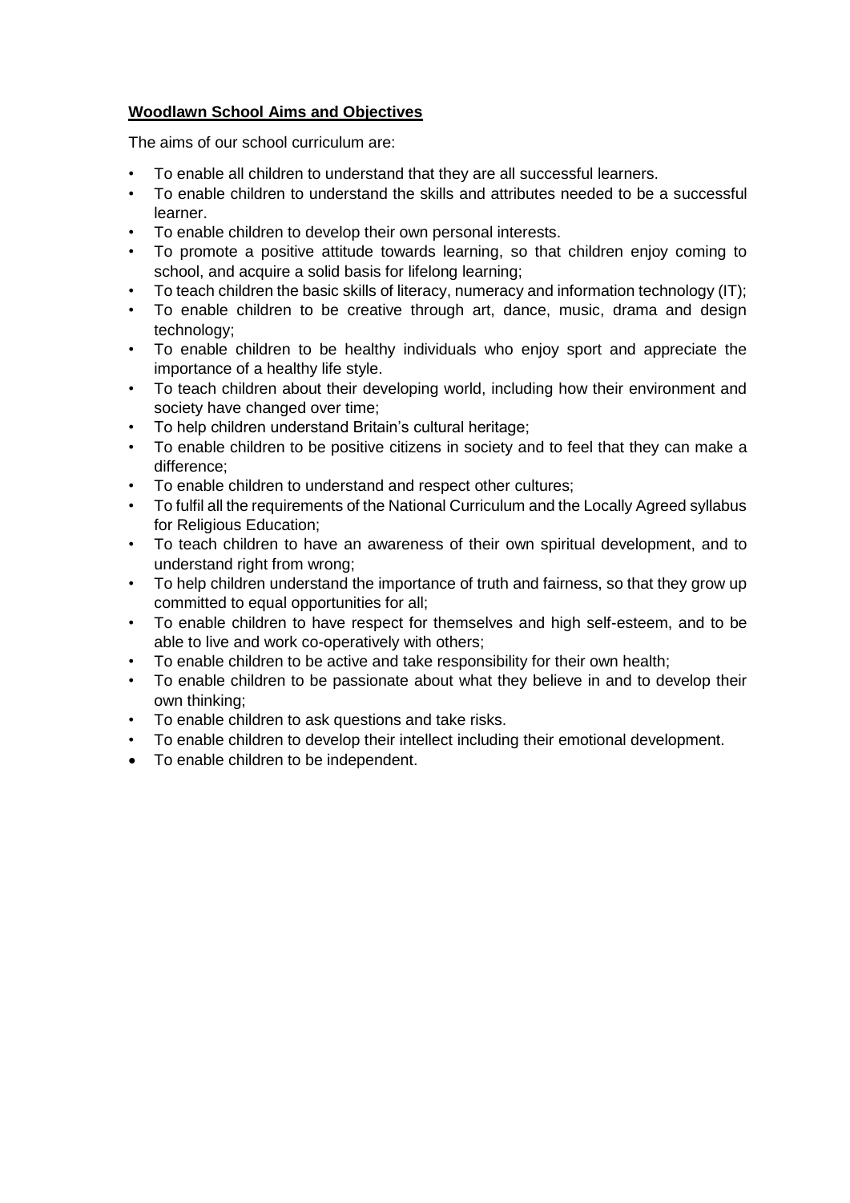**Woodlawn School Aims and Objectives**

The aims of our school curriculum are:

- To enable all children to understand that they are all successful learners.
- To enable children to understand the skills and attributes needed to be a successful learner.
- To enable children to develop their own personal interests.
- To promote a positive attitude towards learning, so that children enjoy coming to school, and acquire a solid basis for lifelong learning;
- To teach children the basic skills of literacy, numeracy and information technology (IT);
- To enable children to be creative through art, dance, music, drama and design technology;
- To enable children to be healthy individuals who enjoy sport and appreciate the importance of a healthy life style.
- To teach children about their developing world, including how their environment and society have changed over time;
- To help children understand Britain's cultural heritage;
- To enable children to be positive citizens in society and to feel that they can make a difference;
- To enable children to understand and respect other cultures;
- To fulfil all the requirements of the National Curriculum and the Locally Agreed syllabus for Religious Education;
- To teach children to have an awareness of their own spiritual development, and to understand right from wrong;
- To help children understand the importance of truth and fairness, so that they grow up committed to equal opportunities for all;
- To enable children to have respect for themselves and high self-esteem, and to be able to live and work co-operatively with others;
- To enable children to be active and take responsibility for their own health;
- To enable children to be passionate about what they believe in and to develop their own thinking;
- To enable children to ask questions and take risks.
- To enable children to develop their intellect including their emotional development.
- To enable children to be independent.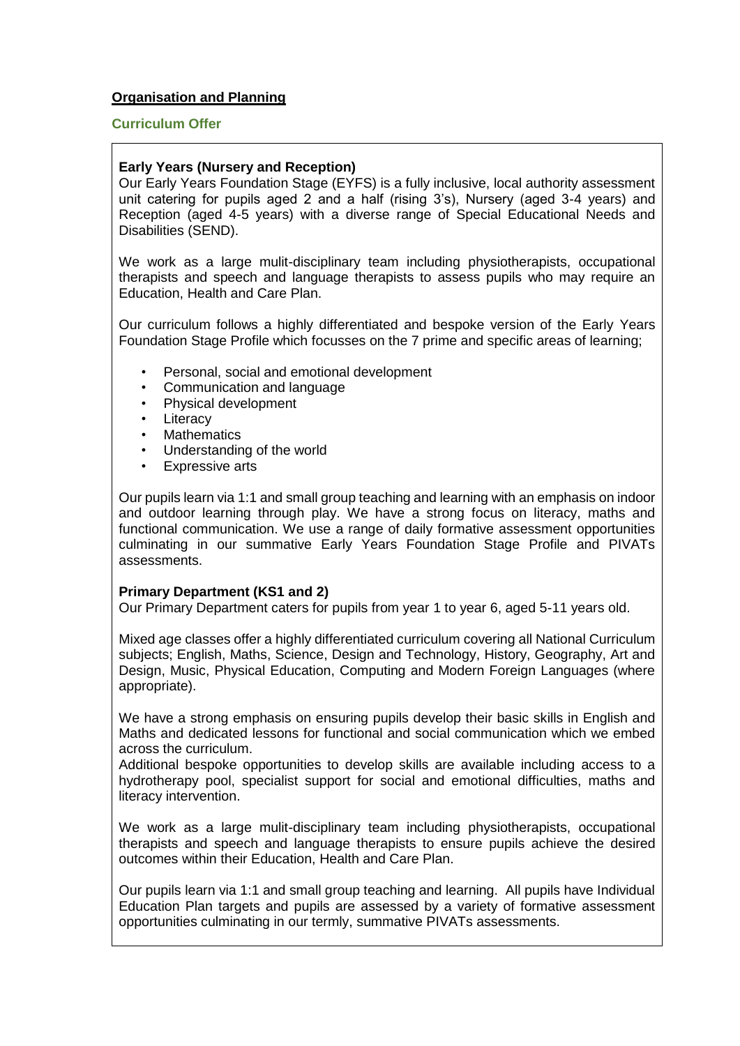## Organisation and Planning

### Curriculum Offer

**Early Years (Nursery and Reception)**

Our Early Years Foundation Stage (EYFS) is a fully inclusive, local authority assessment unit catering for pupils aged 2 and a half (rising 3's), Nursery (aged 3-4 years) and Reception (aged 4-5 years) with a diverse range of Special Educational Needs and Disabilities (SEND).

We work as a large mulit-disciplinary team including physiotherapists, occupational therapists and speech and language therapists to assess pupils who may require an Education, Health and Care Plan.

Our curriculum follows a highly differentiated and bespoke version of the Early Years Foundation Stage Profile which focusses on the 7 prime and specific areas of learning;

- Personal, social and emotional development
- Communication and language
- Physical development
- Literacy
- Mathematics
- Understanding of the world
- Expressive arts

Our pupils learn via 1:1 and small group teaching and learning with an emphasis on indoor and outdoor learning through play. We have a strong focus on literacy, maths and functional communication. We use a range of daily formative assessment opportunities culminating in our summative Early Years Foundation Stage Profile and PIVATs assessments.

**Primary Department (KS1 and 2)**

Our Primary Department caters for pupils from year 1 to year 6, aged 5-11 years old.

Mixed age classes offer a highly differentiated curriculum covering all National Curriculum subjects; English, Maths, Science, Design and Technology, History, Geography, Art and Design, Music, Physical Education, Computing and Modern Foreign Languages (where appropriate).

We have a strong emphasis on ensuring pupils develop their basic skills in English and Maths and dedicated lessons for functional and social communication which we embed across the curriculum.
Additional bespoke opportunities to develop skills are available including access to a hydrotherapy pool, specialist support for social and emotional difficulties, maths and literacy intervention.

We work as a large mulit-disciplinary team including physiotherapists, occupational therapists and speech and language therapists to ensure pupils achieve the desired outcomes within their Education, Health and Care Plan.

Our pupils learn via 1:1 and small group teaching and learning. All pupils have Individual Education Plan targets and pupils are assessed by a variety of formative assessment opportunities culminating in our termly, summative PIVATs assessments.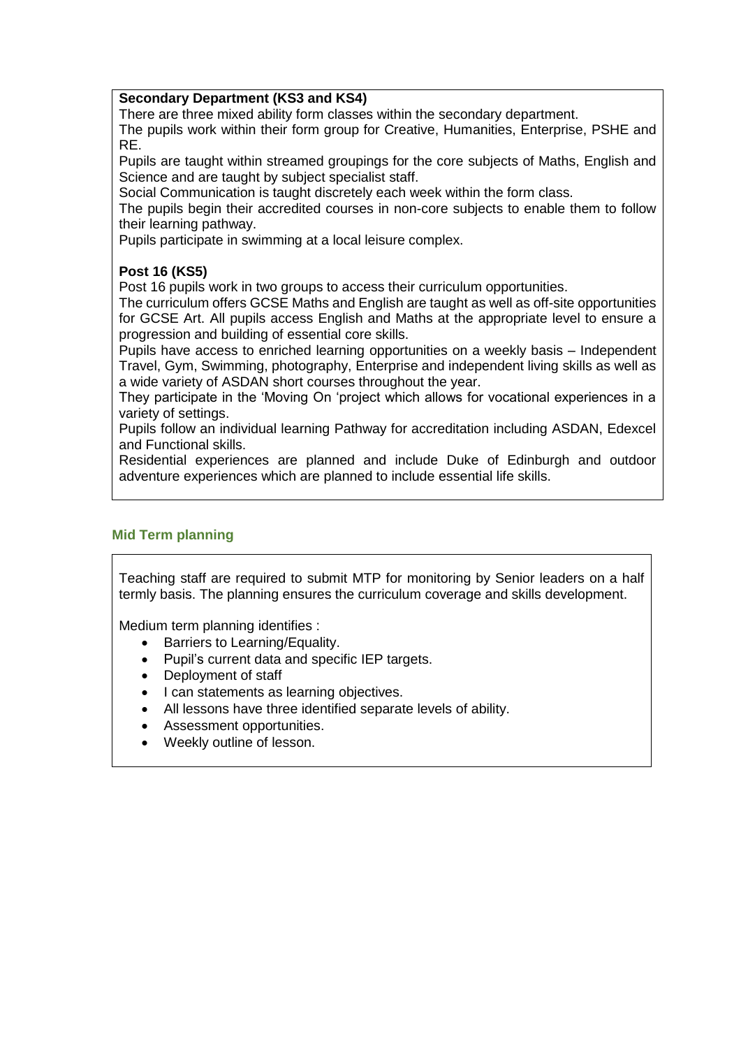**Secondary Department (KS3 and KS4)**

There are three mixed ability form classes within the secondary department.

The pupils work within their form group for Creative, Humanities, Enterprise, PSHE and RE.

Pupils are taught within streamed groupings for the core subjects of Maths, English and Science and are taught by subject specialist staff.

Social Communication is taught discretely each week within the form class.

The pupils begin their accredited courses in non-core subjects to enable them to follow their learning pathway.

Pupils participate in swimming at a local leisure complex.

**Post 16 (KS5)**

Post 16 pupils work in two groups to access their curriculum opportunities.

The curriculum offers GCSE Maths and English are taught as well as off-site opportunities for GCSE Art. All pupils access English and Maths at the appropriate level to ensure a progression and building of essential core skills.

Pupils have access to enriched learning opportunities on a weekly basis – Independent Travel, Gym, Swimming, photography, Enterprise and independent living skills as well as a wide variety of ASDAN short courses throughout the year.

They participate in the 'Moving On 'project which allows for vocational experiences in a variety of settings.

Pupils follow an individual learning Pathway for accreditation including ASDAN, Edexcel and Functional skills.

Residential experiences are planned and include Duke of Edinburgh and outdoor adventure experiences which are planned to include essential life skills.

## Mid Term planning

Teaching staff are required to submit MTP for monitoring by Senior leaders on a half termly basis. The planning ensures the curriculum coverage and skills development.

Medium term planning identifies :

- Barriers to Learning/Equality.
- Pupil's current data and specific IEP targets.
- Deployment of staff
- I can statements as learning objectives.
- All lessons have three identified separate levels of ability.
- Assessment opportunities.
- Weekly outline of lesson.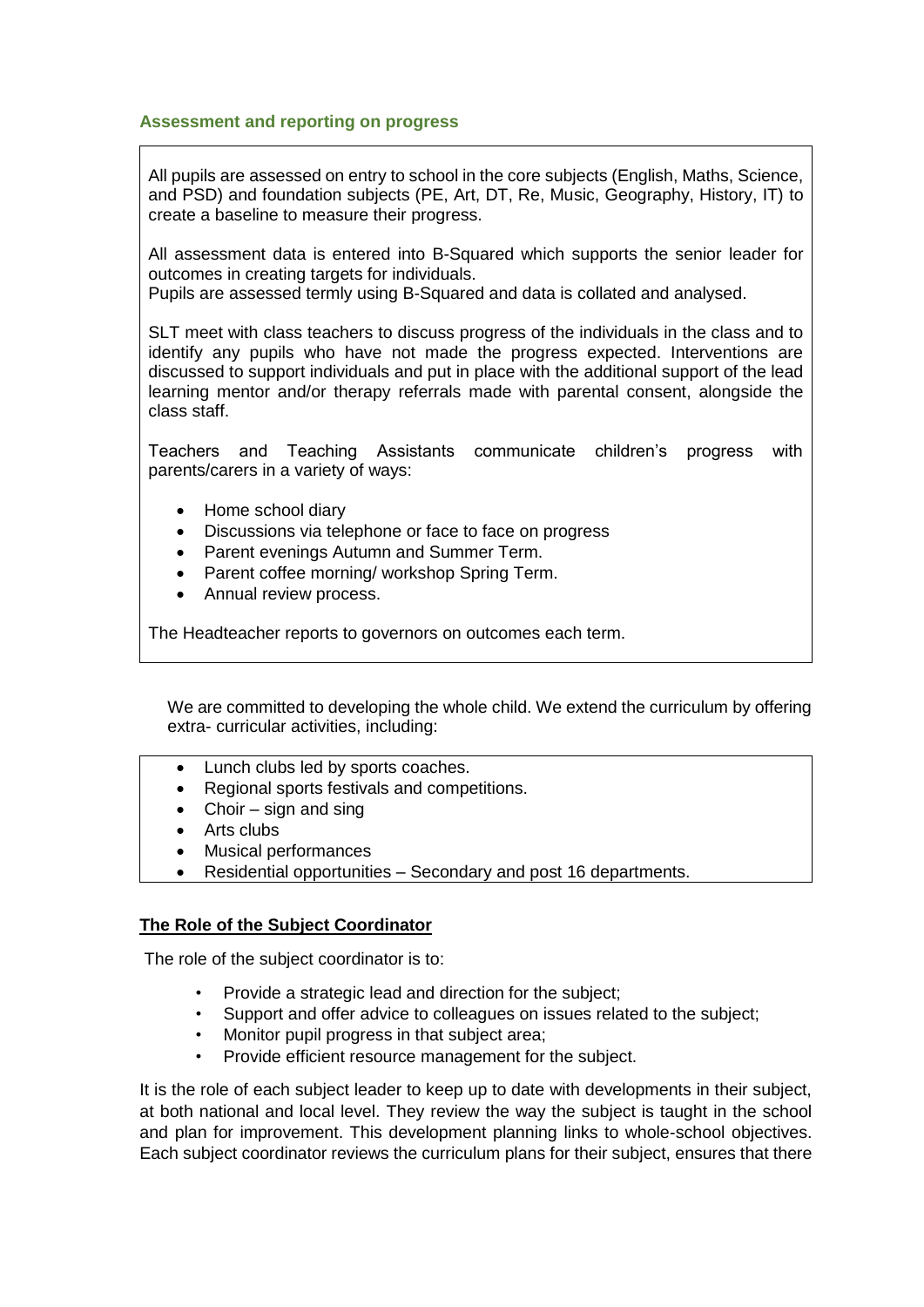### Assessment and reporting on progress

All pupils are assessed on entry to school in the core subjects (English, Maths, Science, and PSD) and foundation subjects (PE, Art, DT, Re, Music, Geography, History, IT) to create a baseline to measure their progress.

All assessment data is entered into B-Squared which supports the senior leader for outcomes in creating targets for individuals.
Pupils are assessed termly using B-Squared and data is collated and analysed.

SLT meet with class teachers to discuss progress of the individuals in the class and to identify any pupils who have not made the progress expected. Interventions are discussed to support individuals and put in place with the additional support of the lead learning mentor and/or therapy referrals made with parental consent, alongside the class staff.

Teachers and Teaching Assistants communicate children's progress with parents/carers in a variety of ways:

- Home school diary
- Discussions via telephone or face to face on progress
- Parent evenings Autumn and Summer Term.
- Parent coffee morning/ workshop Spring Term.
- Annual review process.

The Headteacher reports to governors on outcomes each term.

We are committed to developing the whole child. We extend the curriculum by offering extra- curricular activities, including:

- Lunch clubs led by sports coaches.
- Regional sports festivals and competitions.
- Choir – sign and sing
- Arts clubs
- Musical performances
- Residential opportunities – Secondary and post 16 departments.

**The Role of the Subject Coordinator**

The role of the subject coordinator is to:

- Provide a strategic lead and direction for the subject;
- Support and offer advice to colleagues on issues related to the subject;
- Monitor pupil progress in that subject area;
- Provide efficient resource management for the subject.

It is the role of each subject leader to keep up to date with developments in their subject, at both national and local level. They review the way the subject is taught in the school and plan for improvement. This development planning links to whole-school objectives. Each subject coordinator reviews the curriculum plans for their subject, ensures that there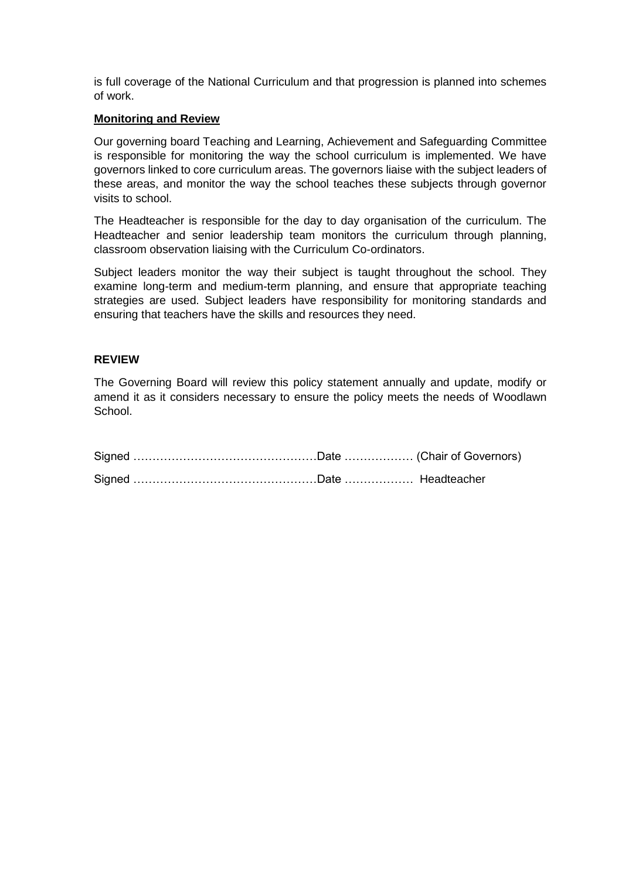is full coverage of the National Curriculum and that progression is planned into schemes of work.

**Monitoring and Review**

Our governing board Teaching and Learning, Achievement and Safeguarding Committee is responsible for monitoring the way the school curriculum is implemented. We have governors linked to core curriculum areas. The governors liaise with the subject leaders of these areas, and monitor the way the school teaches these subjects through governor visits to school.

The Headteacher is responsible for the day to day organisation of the curriculum. The Headteacher and senior leadership team monitors the curriculum through planning, classroom observation liaising with the Curriculum Co-ordinators.

Subject leaders monitor the way their subject is taught throughout the school. They examine long-term and medium-term planning, and ensure that appropriate teaching strategies are used. Subject leaders have responsibility for monitoring standards and ensuring that teachers have the skills and resources they need.

**REVIEW**

The Governing Board will review this policy statement annually and update, modify or amend it as it considers necessary to ensure the policy meets the needs of Woodlawn School.

Signed ……………………………………………Date ……………… (Chair of Governors)

Signed ……………………………………………Date ……………… Headteacher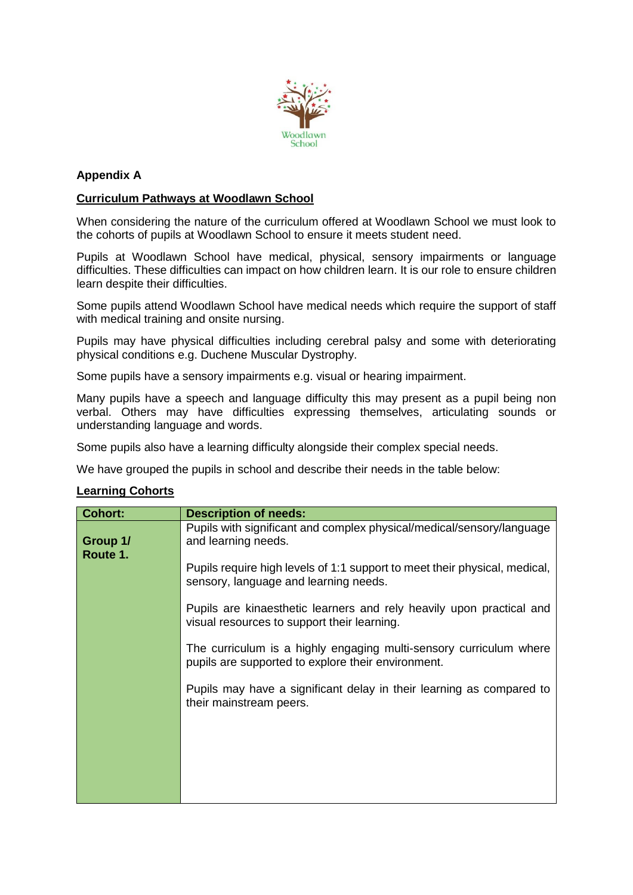## Appendix A

### Curriculum Pathways at Woodlawn School

When considering the nature of the curriculum offered at Woodlawn School we must look to the cohorts of pupils at Woodlawn School to ensure it meets student need.

Pupils at Woodlawn School have medical, physical, sensory impairments or language difficulties. These difficulties can impact on how children learn. It is our role to ensure children learn despite their difficulties.

Some pupils attend Woodlawn School have medical needs which require the support of staff with medical training and onsite nursing.

Pupils may have physical difficulties including cerebral palsy and some with deteriorating physical conditions e.g. Duchene Muscular Dystrophy.

Some pupils have a sensory impairments e.g. visual or hearing impairment.

Many pupils have a speech and language difficulty this may present as a pupil being non verbal. Others may have difficulties expressing themselves, articulating sounds or understanding language and words.

Some pupils also have a learning difficulty alongside their complex special needs.

We have grouped the pupils in school and describe their needs in the table below:

### Learning Cohorts

| Cohort: | Description of needs: |
|---|---|
| **Group 1/ Route 1.** | Pupils with significant and complex physical/medical/sensory/language and learning needs.<br><br>Pupils require high levels of 1:1 support to meet their physical, medical, sensory, language and learning needs.<br><br>Pupils are kinaesthetic learners and rely heavily upon practical and visual resources to support their learning.<br><br>The curriculum is a highly engaging multi-sensory curriculum where pupils are supported to explore their environment.<br><br>Pupils may have a significant delay in their learning as compared to their mainstream peers. |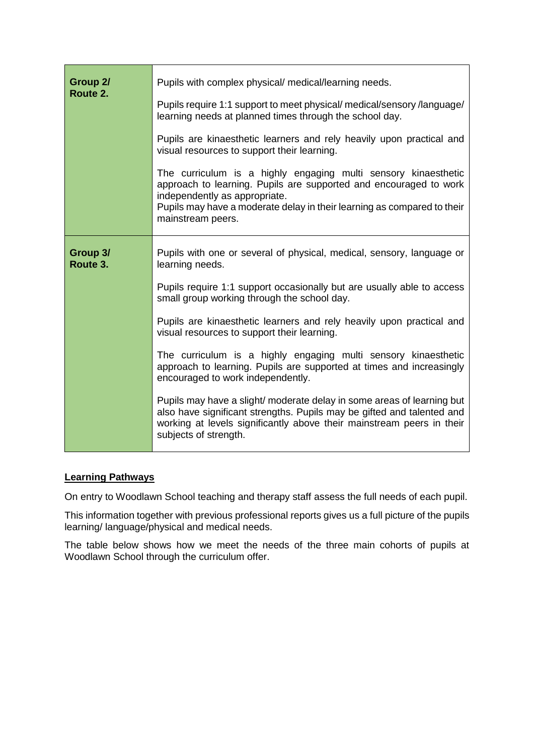| | |
|---|---|
| **Group 2/ Route 2.** | Pupils with complex physical/ medical/learning needs.<br><br>Pupils require 1:1 support to meet physical/ medical/sensory /language/ learning needs at planned times through the school day.<br><br>Pupils are kinaesthetic learners and rely heavily upon practical and visual resources to support their learning.<br><br>The curriculum is a highly engaging multi sensory kinaesthetic approach to learning. Pupils are supported and encouraged to work independently as appropriate.<br>Pupils may have a moderate delay in their learning as compared to their mainstream peers. |
| **Group 3/ Route 3.** | Pupils with one or several of physical, medical, sensory, language or learning needs.<br><br>Pupils require 1:1 support occasionally but are usually able to access small group working through the school day.<br><br>Pupils are kinaesthetic learners and rely heavily upon practical and visual resources to support their learning.<br><br>The curriculum is a highly engaging multi sensory kinaesthetic approach to learning. Pupils are supported at times and increasingly encouraged to work independently.<br><br>Pupils may have a slight/ moderate delay in some areas of learning but also have significant strengths. Pupils may be gifted and talented and working at levels significantly above their mainstream peers in their subjects of strength. |

**<u>Learning Pathways</u>**

On entry to Woodlawn School teaching and therapy staff assess the full needs of each pupil.

This information together with previous professional reports gives us a full picture of the pupils learning/ language/physical and medical needs.

The table below shows how we meet the needs of the three main cohorts of pupils at Woodlawn School through the curriculum offer.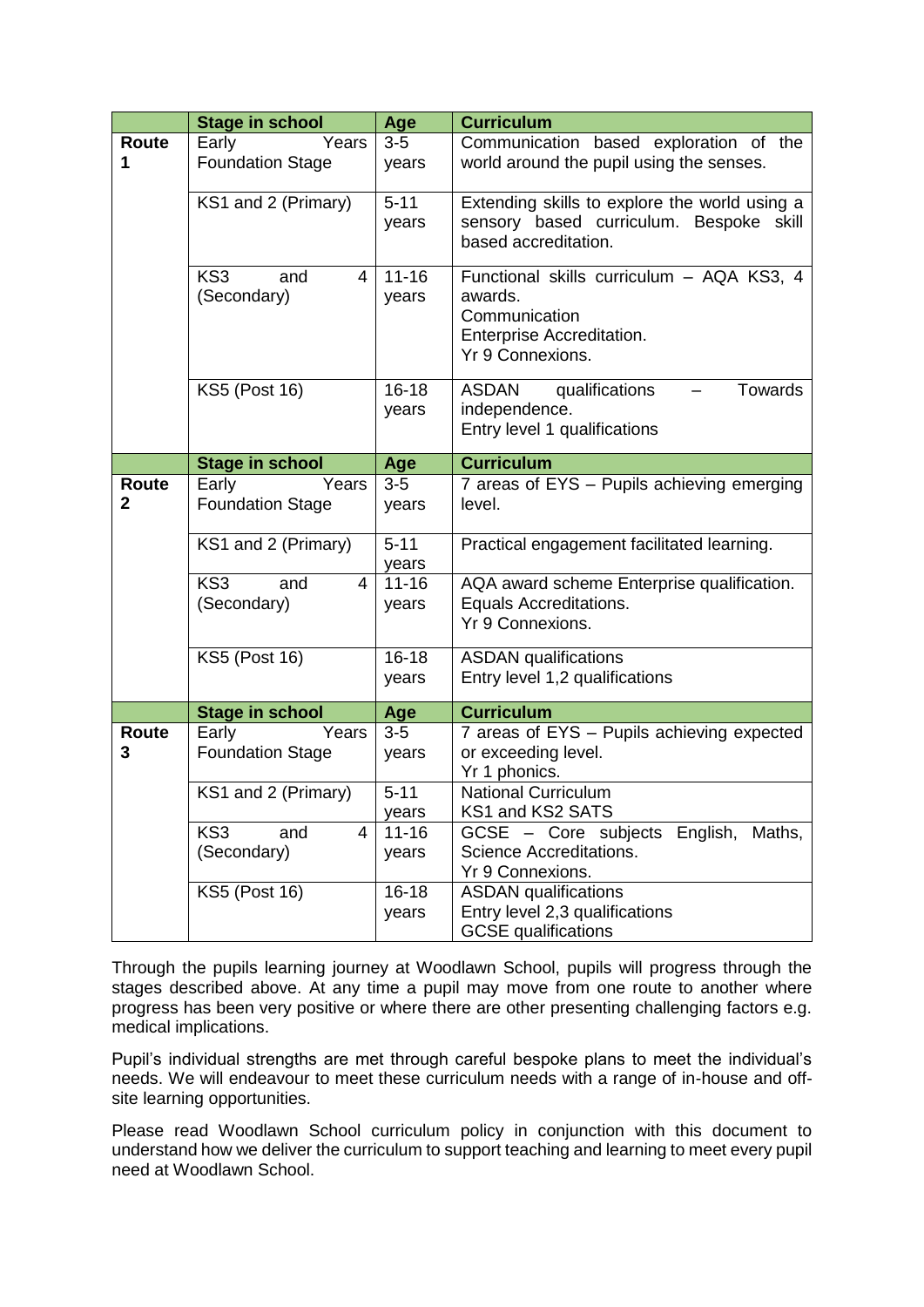| | Stage in school | Age | Curriculum |
|---|---|---|---|
| **Route 1** | Early Years Foundation Stage | 3-5 years | Communication based exploration of the world around the pupil using the senses. |
| | KS1 and 2 (Primary) | 5-11 years | Extending skills to explore the world using a sensory based curriculum. Bespoke skill based accreditation. |
| | KS3 and 4 (Secondary) | 11-16 years | Functional skills curriculum – AQA KS3, 4 awards.<br>Communication<br>Enterprise Accreditation.<br>Yr 9 Connexions. |
| | KS5 (Post 16) | 16-18 years | ASDAN qualifications – Towards independence.<br>Entry level 1 qualifications |
| | **Stage in school** | **Age** | **Curriculum** |
| **Route 2** | Early Years Foundation Stage | 3-5 years | 7 areas of EYS – Pupils achieving emerging level. |
| | KS1 and 2 (Primary) | 5-11 years | Practical engagement facilitated learning. |
| | KS3 and 4 (Secondary) | 11-16 years | AQA award scheme Enterprise qualification.<br>Equals Accreditations.<br>Yr 9 Connexions. |
| | KS5 (Post 16) | 16-18 years | ASDAN qualifications<br>Entry level 1,2 qualifications |
| | **Stage in school** | **Age** | **Curriculum** |
| **Route 3** | Early Years Foundation Stage | 3-5 years | 7 areas of EYS – Pupils achieving expected or exceeding level.<br>Yr 1 phonics. |
| | KS1 and 2 (Primary) | 5-11 years | National Curriculum<br>KS1 and KS2 SATS |
| | KS3 and 4 (Secondary) | 11-16 years | GCSE – Core subjects English, Maths, Science Accreditations.<br>Yr 9 Connexions. |
| | KS5 (Post 16) | 16-18 years | ASDAN qualifications<br>Entry level 2,3 qualifications<br>GCSE qualifications |

Through the pupils learning journey at Woodlawn School, pupils will progress through the stages described above. At any time a pupil may move from one route to another where progress has been very positive or where there are other presenting challenging factors e.g. medical implications.

Pupil's individual strengths are met through careful bespoke plans to meet the individual's needs. We will endeavour to meet these curriculum needs with a range of in-house and off-site learning opportunities.

Please read Woodlawn School curriculum policy in conjunction with this document to understand how we deliver the curriculum to support teaching and learning to meet every pupil need at Woodlawn School.